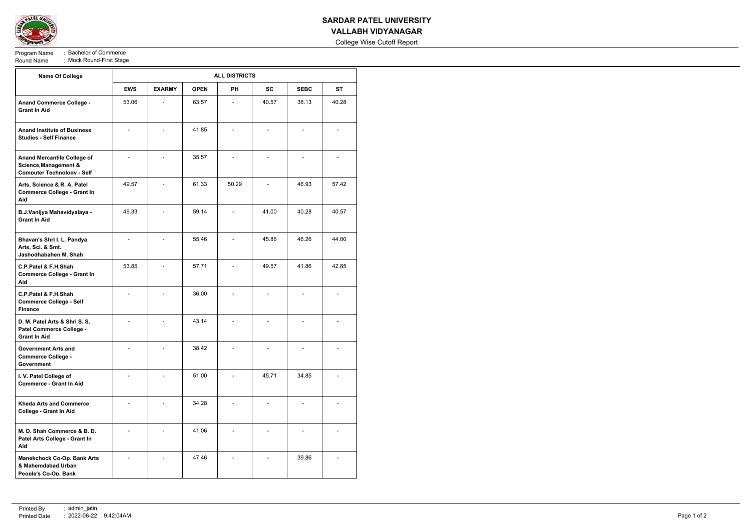# SARDAR PATEL UNIVERSITY

## VALLABH VIDYANAGAR

College Wise Cutoff Report

Program Name : Bachelor of Commerce
Round Name : Mock Round-First Stage

| Name Of College | ALL DISTRICTS | | | | | | |
|---|---|---|---|---|---|---|---|
| | EWS | EXARMY | OPEN | PH | SC | SEBC | ST |
| Anand Commerce College - Grant In Aid | 53.06 | - | 63.57 | - | 40.57 | 38.13 | 40.28 |
| Anand Institute of Business Studies - Self Finance | - | - | 41.85 | - | - | - | - |
| Anand Mercantile College of Science,Management & Computer Technology - Self | - | - | 35.57 | - | - | - | - |
| Arts, Science & R. A. Patel Commerce College - Grant In Aid | 49.57 | - | 61.33 | 50.29 | - | 46.93 | 57.42 |
| B.J.Vanijya Mahavidyalaya - Grant In Aid | 49.33 | - | 59.14 | - | 41.00 | 40.28 | 40.57 |
| Bhavan's Shri I. L. Pandya Arts, Sci. & Smt. Jashodhabahen M. Shah | - | - | 55.46 | - | 45.86 | 46.26 | 44.00 |
| C.P.Patel & F.H.Shah Commerce College - Grant In Aid | 53.85 | - | 57.71 | - | 49.57 | 41.86 | 42.85 |
| C.P.Patel & F.H.Shah Commerce College - Self Finance | - | - | 36.00 | - | - | - | - |
| D. M. Patel Arts & Shri S. S. Patel Commerce College - Grant In Aid | - | - | 43.14 | - | - | - | - |
| Government Arts and Commerce College - Government | - | - | 38.42 | - | - | - | - |
| I. V. Patel College of Commerce - Grant In Aid | - | - | 51.00 | - | 45.71 | 34.85 | - |
| Kheda Arts and Commerce College - Grant In Aid | - | - | 34.28 | - | - | - | - |
| M. D. Shah Commerce & B. D. Patel Arts College - Grant In Aid | - | - | 41.06 | - | - | - | - |
| Manekchock Co-Op. Bank Arts & Mahemdabad Urban People's Co-Op. Bank | - | - | 47.46 | - | - | 39.86 | - |

Printed By : admin_jatin
Printed Date : 2022-06-22 9:42:04AM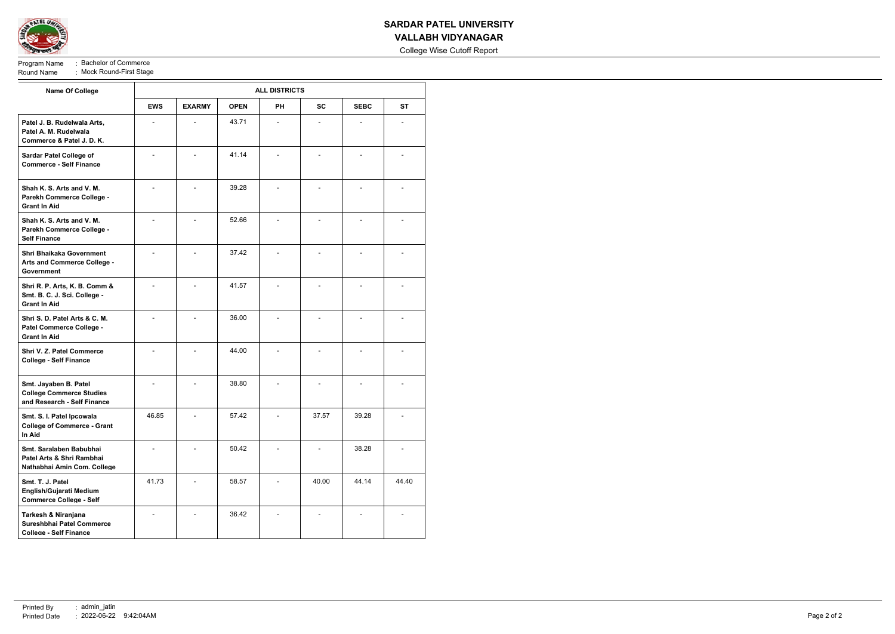# SARDAR PATEL UNIVERSITY

## VALLABH VIDYANAGAR

College Wise Cutoff Report

Program Name : Bachelor of Commerce

Round Name : Mock Round-First Stage

| Name Of College | ALL DISTRICTS | | | | | | |
|---|---|---|---|---|---|---|---|
| | EWS | EXARMY | OPEN | PH | SC | SEBC | ST |
| Patel J. B. Rudelwala Arts, Patel A. M. Rudelwala Commerce & Patel J. D. K. | - | - | 43.71 | - | - | - | - |
| Sardar Patel College of Commerce - Self Finance | - | - | 41.14 | - | - | - | - |
| Shah K. S. Arts and V. M. Parekh Commerce College - Grant In Aid | - | - | 39.28 | - | - | - | - |
| Shah K. S. Arts and V. M. Parekh Commerce College - Self Finance | - | - | 52.66 | - | - | - | - |
| Shri Bhaikaka Government Arts and Commerce College - Government | - | - | 37.42 | - | - | - | - |
| Shri R. P. Arts, K. B. Comm & Smt. B. C. J. Sci. College - Grant In Aid | - | - | 41.57 | - | - | - | - |
| Shri S. D. Patel Arts & C. M. Patel Commerce College - Grant In Aid | - | - | 36.00 | - | - | - | - |
| Shri V. Z. Patel Commerce College - Self Finance | - | - | 44.00 | - | - | - | - |
| Smt. Jayaben B. Patel College Commerce Studies and Research - Self Finance | - | - | 38.80 | - | - | - | - |
| Smt. S. I. Patel Ipcowala College of Commerce - Grant In Aid | 46.85 | - | 57.42 | - | 37.57 | 39.28 | - |
| Smt. Saralaben Babubhai Patel Arts & Shri Rambhai Nathabhai Amin Com. College | - | - | 50.42 | - | - | 38.28 | - |
| Smt. T. J. Patel English/Gujarati Medium Commerce College - Self | 41.73 | - | 58.57 | - | 40.00 | 44.14 | 44.40 |
| Tarkesh & Niranjana Sureshbhai Patel Commerce College - Self Finance | - | - | 36.42 | - | - | - | - |

Printed By : admin_jatin

Printed Date : 2022-06-22 9:42:04AM